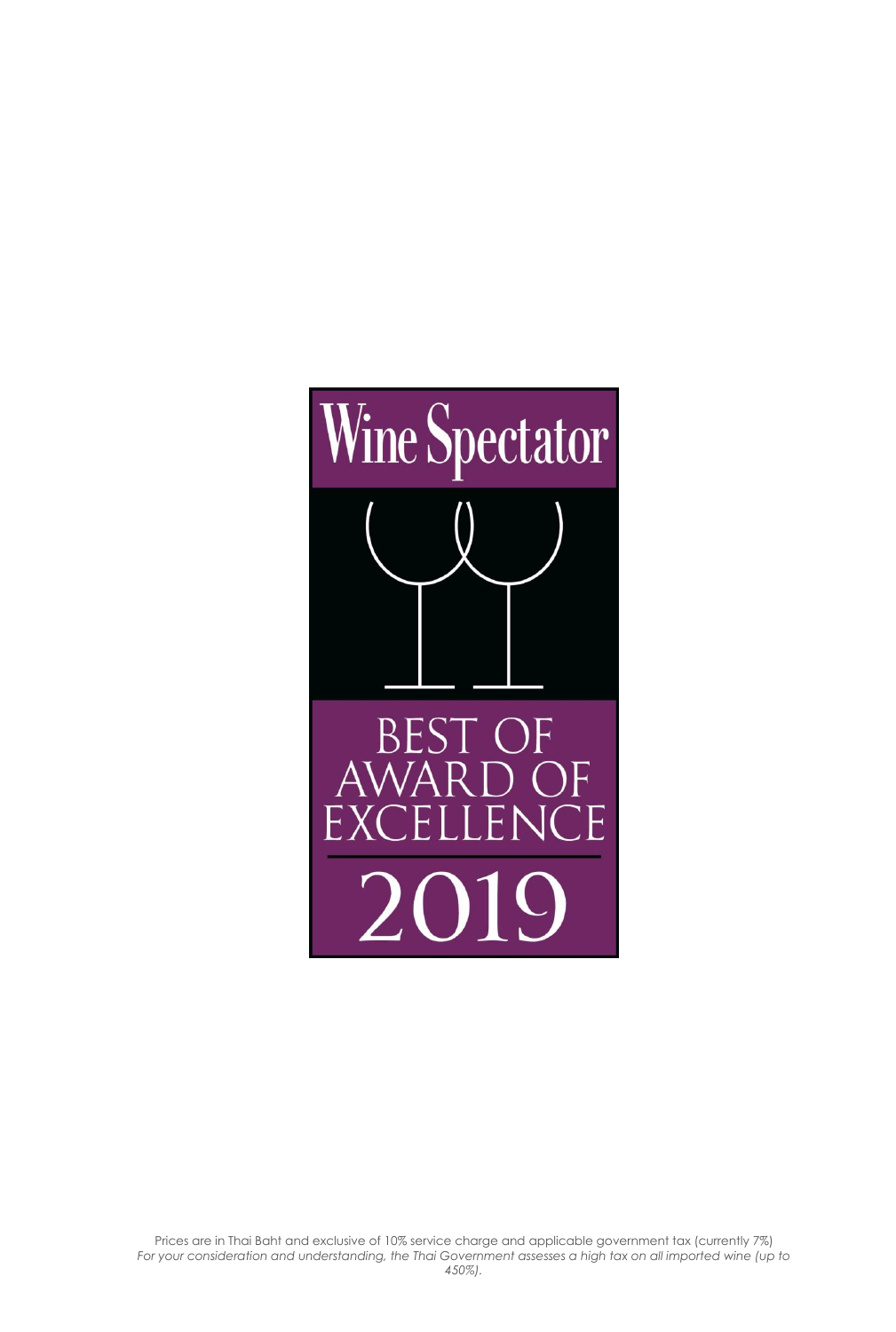Wine Spectator

BEST OF AWARD OF EXCELLENCE

2019

Prices are in Thai Baht and exclusive of 10% service charge and applicable government tax (currently 7%)
*For your consideration and understanding, the Thai Government assesses a high tax on all imported wine (up to 450%).*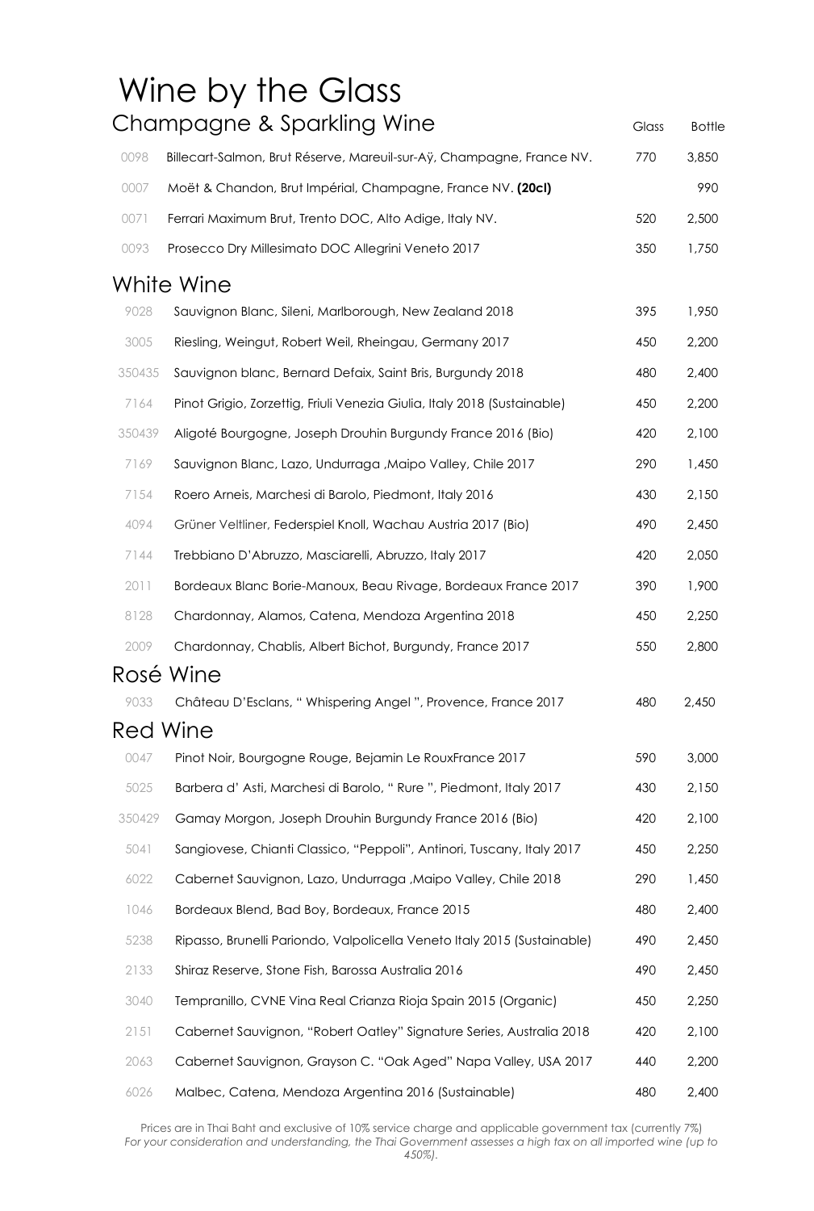# Wine by the Glass

## Champagne & Sparkling Wine

| | | Glass | Bottle |
|---|---|---|---|
| 0098 | Billecart-Salmon, Brut Réserve, Mareuil-sur-Aÿ, Champagne, France NV. | 770 | 3,850 |
| 0007 | Moët & Chandon, Brut Impérial, Champagne, France NV. **(20cl)** | | 990 |
| 0071 | Ferrari Maximum Brut, Trento DOC, Alto Adige, Italy NV. | 520 | 2,500 |
| 0093 | Prosecco Dry Millesimato DOC Allegrini Veneto 2017 | 350 | 1,750 |

## White Wine

| | | Glass | Bottle |
|---|---|---|---|
| 9028 | Sauvignon Blanc, Sileni, Marlborough, New Zealand 2018 | 395 | 1,950 |
| 3005 | Riesling, Weingut, Robert Weil, Rheingau, Germany 2017 | 450 | 2,200 |
| 350435 | Sauvignon blanc, Bernard Defaix, Saint Bris, Burgundy 2018 | 480 | 2,400 |
| 7164 | Pinot Grigio, Zorzettig, Friuli Venezia Giulia, Italy 2018 (Sustainable) | 450 | 2,200 |
| 350439 | Aligoté Bourgogne, Joseph Drouhin Burgundy France 2016 (Bio) | 420 | 2,100 |
| 7169 | Sauvignon Blanc, Lazo, Undurraga ,Maipo Valley, Chile 2017 | 290 | 1,450 |
| 7154 | Roero Arneis, Marchesi di Barolo, Piedmont, Italy 2016 | 430 | 2,150 |
| 4094 | Grüner Veltliner, Federspiel Knoll, Wachau Austria 2017 (Bio) | 490 | 2,450 |
| 7144 | Trebbiano D'Abruzzo, Masciarelli, Abruzzo, Italy 2017 | 420 | 2,050 |
| 2011 | Bordeaux Blanc Borie-Manoux, Beau Rivage, Bordeaux France 2017 | 390 | 1,900 |
| 8128 | Chardonnay, Alamos, Catena, Mendoza Argentina 2018 | 450 | 2,250 |
| 2009 | Chardonnay, Chablis, Albert Bichot, Burgundy, France 2017 | 550 | 2,800 |

## Rosé Wine

| | | Glass | Bottle |
|---|---|---|---|
| 9033 | Château D'Esclans, " Whispering Angel ", Provence, France 2017 | 480 | 2,450 |

## Red Wine

| | | Glass | Bottle |
|---|---|---|---|
| 0047 | Pinot Noir, Bourgogne Rouge, Bejamin Le RouxFrance 2017 | 590 | 3,000 |
| 5025 | Barbera d' Asti, Marchesi di Barolo, " Rure ", Piedmont, Italy 2017 | 430 | 2,150 |
| 350429 | Gamay Morgon, Joseph Drouhin Burgundy France 2016 (Bio) | 420 | 2,100 |
| 5041 | Sangiovese, Chianti Classico, "Peppoli", Antinori, Tuscany, Italy 2017 | 450 | 2,250 |
| 6022 | Cabernet Sauvignon, Lazo, Undurraga ,Maipo Valley, Chile 2018 | 290 | 1,450 |
| 1046 | Bordeaux Blend, Bad Boy, Bordeaux, France 2015 | 480 | 2,400 |
| 5238 | Ripasso, Brunelli Pariondo, Valpolicella Veneto Italy 2015 (Sustainable) | 490 | 2,450 |
| 2133 | Shiraz Reserve, Stone Fish, Barossa Australia 2016 | 490 | 2,450 |
| 3040 | Tempranillo, CVNE Vina Real Crianza Rioja Spain 2015 (Organic) | 450 | 2,250 |
| 2151 | Cabernet Sauvignon, "Robert Oatley" Signature Series, Australia 2018 | 420 | 2,100 |
| 2063 | Cabernet Sauvignon, Grayson C. "Oak Aged" Napa Valley, USA 2017 | 440 | 2,200 |
| 6026 | Malbec, Catena, Mendoza Argentina 2016 (Sustainable) | 480 | 2,400 |

Prices are in Thai Baht and exclusive of 10% service charge and applicable government tax (currently 7%)
*For your consideration and understanding, the Thai Government assesses a high tax on all imported wine (up to 450%).*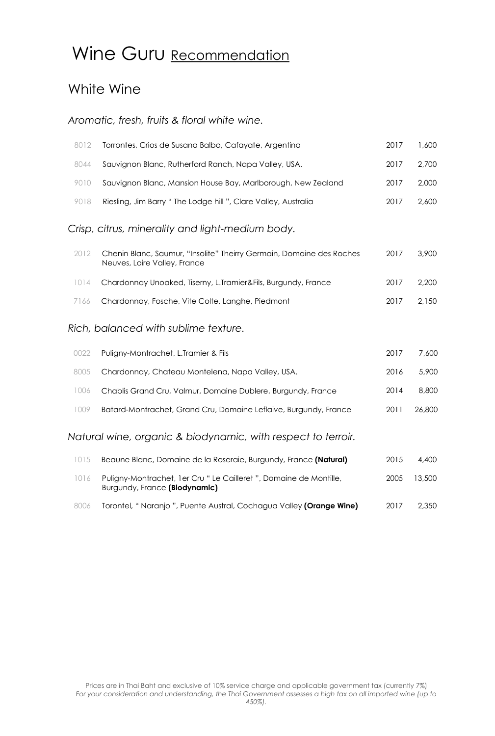# Wine Guru Recommendation

## White Wine

### *Aromatic, fresh, fruits & floral white wine.*

| | | | |
|---|---|---|---|
| 8012 | Torrontes, Crios de Susana Balbo, Cafayate, Argentina | 2017 | 1,600 |
| 8044 | Sauvignon Blanc, Rutherford Ranch, Napa Valley, USA. | 2017 | 2,700 |
| 9010 | Sauvignon Blanc, Mansion House Bay, Marlborough, New Zealand | 2017 | 2,000 |
| 9018 | Riesling, Jim Barry " The Lodge hill ", Clare Valley, Australia | 2017 | 2,600 |

### *Crisp, citrus, minerality and light-medium body.*

| | | | |
|---|---|---|---|
| 2012 | Chenin Blanc, Saumur, "Insolite" Theirry Germain, Domaine des Roches Neuves, Loire Valley, France | 2017 | 3,900 |
| 1014 | Chardonnay Unoaked, Tiserny, L.Tramier&Fils, Burgundy, France | 2017 | 2,200 |
| 7166 | Chardonnay, Fosche, Vite Colte, Langhe, Piedmont | 2017 | 2,150 |

### *Rich, balanced with sublime texture.*

| | | | |
|---|---|---|---|
| 0022 | Puligny-Montrachet, L.Tramier & Fils | 2017 | 7,600 |
| 8005 | Chardonnay, Chateau Montelena, Napa Valley, USA. | 2016 | 5,900 |
| 1006 | Chablis Grand Cru, Valmur, Domaine Dublere, Burgundy, France | 2014 | 8,800 |
| 1009 | Batard-Montrachet, Grand Cru, Domaine Leflaive, Burgundy, France | 2011 | 26,800 |

### *Natural wine, organic & biodynamic, with respect to terroir.*

| | | | |
|---|---|---|---|
| 1015 | Beaune Blanc, Domaine de la Roseraie, Burgundy, France **(Natural)** | 2015 | 4,400 |
| 1016 | Puligny-Montrachet, 1er Cru " Le Cailleret ", Domaine de Montille, Burgundy, France **(Biodynamic)** | 2005 | 13,500 |
| 8006 | Torontel, " Naranjo ", Puente Austral, Cochagua Valley **(Orange Wine)** | 2017 | 2,350 |

Prices are in Thai Baht and exclusive of 10% service charge and applicable government tax (currently 7%)
*For your consideration and understanding, the Thai Government assesses a high tax on all imported wine (up to 450%).*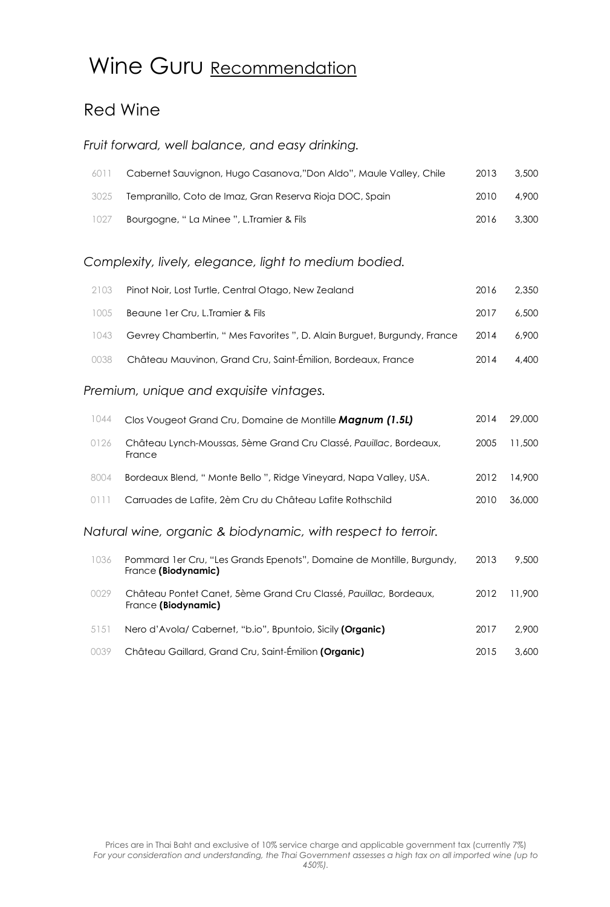# Wine Guru Recommendation

## Red Wine

### *Fruit forward, well balance, and easy drinking.*

| | | | |
|---|---|---|---|
| 6011 | Cabernet Sauvignon, Hugo Casanova,"Don Aldo", Maule Valley, Chile | 2013 | 3,500 |
| 3025 | Tempranillo, Coto de Imaz, Gran Reserva Rioja DOC, Spain | 2010 | 4,900 |
| 1027 | Bourgogne, " La Minee ", L.Tramier & Fils | 2016 | 3,300 |

### *Complexity, lively, elegance, light to medium bodied.*

| | | | |
|---|---|---|---|
| 2103 | Pinot Noir, Lost Turtle, Central Otago, New Zealand | 2016 | 2,350 |
| 1005 | Beaune 1er Cru, L.Tramier & Fils | 2017 | 6,500 |
| 1043 | Gevrey Chambertin, " Mes Favorites ", D. Alain Burguet, Burgundy, France | 2014 | 6,900 |
| 0038 | Château Mauvinon, Grand Cru, Saint-Émilion, Bordeaux, France | 2014 | 4,400 |

### *Premium, unique and exquisite vintages.*

| | | | |
|---|---|---|---|
| 1044 | Clos Vougeot Grand Cru, Domaine de Montille ***Magnum (1.5L)*** | 2014 | 29,000 |
| 0126 | Château Lynch-Moussas, 5ème Grand Cru Classé, *Pauillac*, Bordeaux, France | 2005 | 11,500 |
| 8004 | Bordeaux Blend, " Monte Bello ", Ridge Vineyard, Napa Valley, USA. | 2012 | 14,900 |
| 0111 | Carruades de Lafite, 2èm Cru du Château Lafite Rothschild | 2010 | 36,000 |

### *Natural wine, organic & biodynamic, with respect to terroir.*

| | | | |
|---|---|---|---|
| 1036 | Pommard 1er Cru, "Les Grands Epenots", Domaine de Montille, Burgundy, France **(Biodynamic)** | 2013 | 9,500 |
| 0029 | Château Pontet Canet, 5ème Grand Cru Classé, *Pauillac,* Bordeaux, France **(Biodynamic)** | 2012 | 11,900 |
| 5151 | Nero d'Avola/ Cabernet, "b.io", Bpuntoio, Sicily **(Organic)** | 2017 | 2,900 |
| 0039 | Château Gaillard, Grand Cru, Saint-Émilion **(Organic)** | 2015 | 3,600 |

Prices are in Thai Baht and exclusive of 10% service charge and applicable government tax (currently 7%)
*For your consideration and understanding, the Thai Government assesses a high tax on all imported wine (up to 450%).*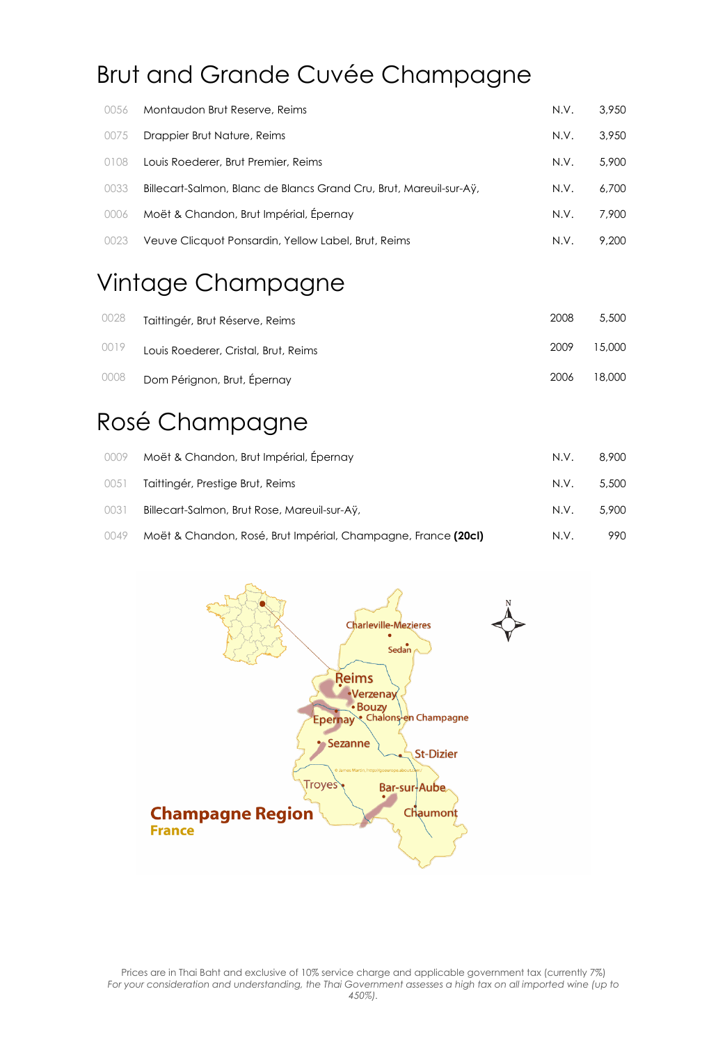# Brut and Grande Cuvée Champagne

| | | | |
|---|---|---|---|
| 0056 | Montaudon Brut Reserve, Reims | N.V. | 3,950 |
| 0075 | Drappier Brut Nature, Reims | N.V. | 3,950 |
| 0108 | Louis Roederer, Brut Premier, Reims | N.V. | 5,900 |
| 0033 | Billecart-Salmon, Blanc de Blancs Grand Cru, Brut, Mareuil-sur-Aÿ, | N.V. | 6,700 |
| 0006 | Moët & Chandon, Brut Impérial, Épernay | N.V. | 7,900 |
| 0023 | Veuve Clicquot Ponsardin, Yellow Label, Brut, Reims | N.V. | 9,200 |

# Vintage Champagne

| | | | |
|---|---|---|---|
| 0028 | Taittingér, Brut Réserve, Reims | 2008 | 5,500 |
| 0019 | Louis Roederer, Cristal, Brut, Reims | 2009 | 15,000 |
| 0008 | Dom Pérignon, Brut, Épernay | 2006 | 18,000 |

# Rosé Champagne

| | | | |
|---|---|---|---|
| 0009 | Moët & Chandon, Brut Impérial, Épernay | N.V. | 8,900 |
| 0051 | Taittingér, Prestige Brut, Reims | N.V. | 5,500 |
| 0031 | Billecart-Salmon, Brut Rose, Mareuil-sur-Aÿ, | N.V. | 5,900 |
| 0049 | Moët & Chandon, Rosé, Brut Impérial, Champagne, France **(20cl)** | N.V. | 990 |

Champagne Region
France

Prices are in Thai Baht and exclusive of 10% service charge and applicable government tax (currently 7%)
*For your consideration and understanding, the Thai Government assesses a high tax on all imported wine (up to 450%).*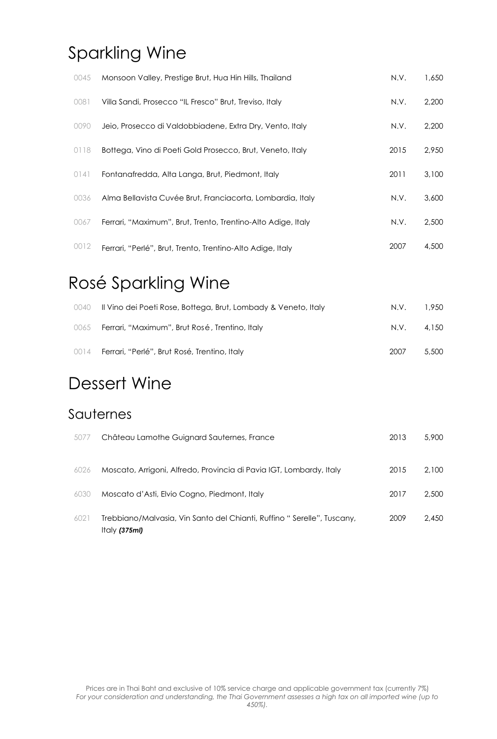# Sparkling Wine

| | | | |
|---|---|---|---|
| 0045 | Monsoon Valley, Prestige Brut, Hua Hin Hills, Thailand | N.V. | 1,650 |
| 0081 | Villa Sandi, Prosecco "IL Fresco" Brut, Treviso, Italy | N.V. | 2,200 |
| 0090 | Jeio, Prosecco di Valdobbiadene, Extra Dry, Vento, Italy | N.V. | 2,200 |
| 0118 | Bottega, Vino di Poeti Gold Prosecco, Brut, Veneto, Italy | 2015 | 2,950 |
| 0141 | Fontanafredda, Alta Langa, Brut, Piedmont, Italy | 2011 | 3,100 |
| 0036 | Alma Bellavista Cuvée Brut, Franciacorta, Lombardia, Italy | N.V. | 3,600 |
| 0067 | Ferrari, "Maximum", Brut, Trento, Trentino-Alto Adige, Italy | N.V. | 2,500 |
| 0012 | Ferrari, "Perlé", Brut, Trento, Trentino-Alto Adige, Italy | 2007 | 4,500 |

# Rosé Sparkling Wine

| | | | |
|---|---|---|---|
| 0040 | Il Vino dei Poeti Rose, Bottega, Brut, Lombady & Veneto, Italy | N.V. | 1,950 |
| 0065 | Ferrari, "Maximum", Brut Rosé, Trentino, Italy | N.V. | 4,150 |
| 0014 | Ferrari, "Perlé", Brut Rosé, Trentino, Italy | 2007 | 5,500 |

# Dessert Wine

## Sauternes

| | | | |
|---|---|---|---|
| 5077 | Château Lamothe Guignard Sauternes, France | 2013 | 5,900 |
| 6026 | Moscato, Arrigoni, Alfredo, Provincia di Pavia IGT, Lombardy, Italy | 2015 | 2,100 |
| 6030 | Moscato d'Asti, Elvio Cogno, Piedmont, Italy | 2017 | 2,500 |
| 6021 | Trebbiano/Malvasia, Vin Santo del Chianti, Ruffino " Serelle", Tuscany, Italy ***(375ml)*** | 2009 | 2,450 |

Prices are in Thai Baht and exclusive of 10% service charge and applicable government tax (currently 7%)
*For your consideration and understanding, the Thai Government assesses a high tax on all imported wine (up to 450%).*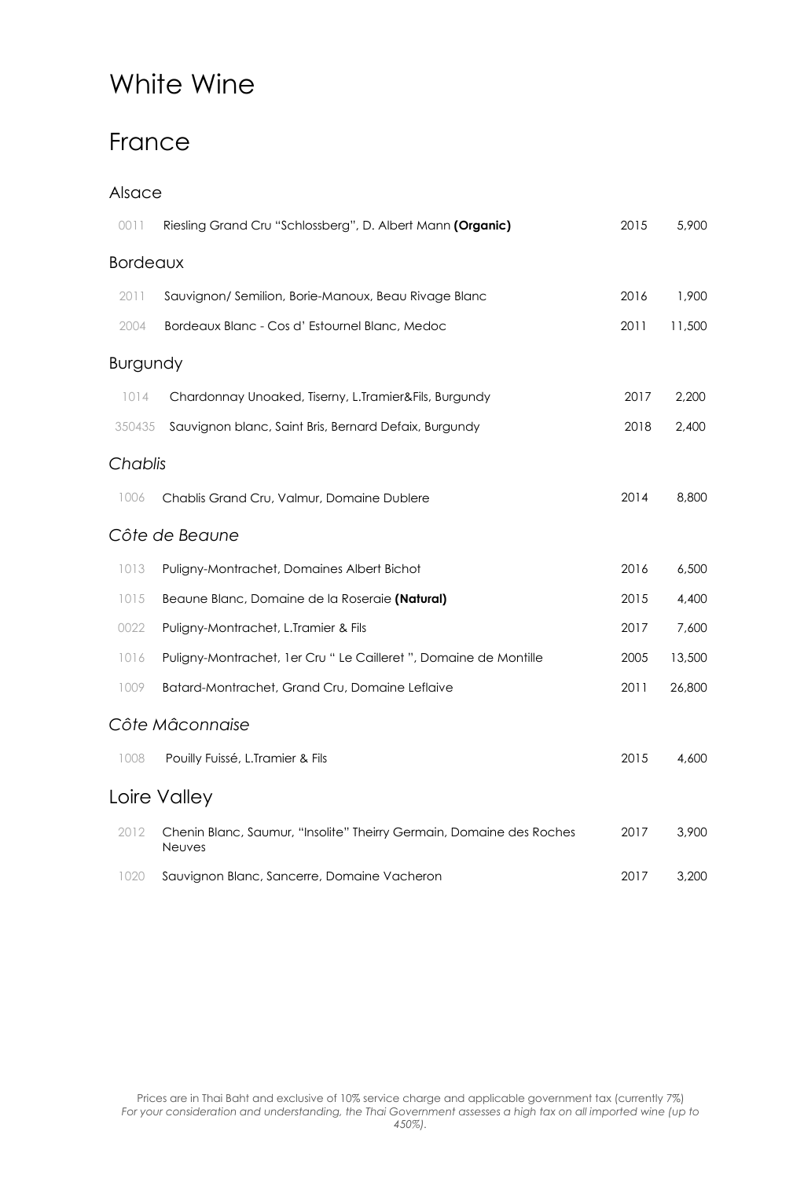# White Wine

## France

### Alsace

| | | | |
|---|---|---|---|
| 0011 | Riesling Grand Cru "Schlossberg", D. Albert Mann **(Organic)** | 2015 | 5,900 |

### Bordeaux

| | | | |
|---|---|---|---|
| 2011 | Sauvignon/ Semilion, Borie-Manoux, Beau Rivage Blanc | 2016 | 1,900 |
| 2004 | Bordeaux Blanc - Cos d' Estournel Blanc, Medoc | 2011 | 11,500 |

### Burgundy

| | | | |
|---|---|---|---|
| 1014 | Chardonnay Unoaked, Tiserny, L.Tramier&Fils, Burgundy | 2017 | 2,200 |
| 350435 | Sauvignon blanc, Saint Bris, Bernard Defaix, Burgundy | 2018 | 2,400 |

### *Chablis*

| | | | |
|---|---|---|---|
| 1006 | Chablis Grand Cru, Valmur, Domaine Dublere | 2014 | 8,800 |

### *Côte de Beaune*

| | | | |
|---|---|---|---|
| 1013 | Puligny-Montrachet, Domaines Albert Bichot | 2016 | 6,500 |
| 1015 | Beaune Blanc, Domaine de la Roseraie **(Natural)** | 2015 | 4,400 |
| 0022 | Puligny-Montrachet, L.Tramier & Fils | 2017 | 7,600 |
| 1016 | Puligny-Montrachet, 1er Cru " Le Cailleret ", Domaine de Montille | 2005 | 13,500 |
| 1009 | Batard-Montrachet, Grand Cru, Domaine Leflaive | 2011 | 26,800 |

### *Côte Mâconnaise*

| | | | |
|---|---|---|---|
| 1008 | Pouilly Fuissé, L.Tramier & Fils | 2015 | 4,600 |

## Loire Valley

| | | | |
|---|---|---|---|
| 2012 | Chenin Blanc, Saumur, "Insolite" Theirry Germain, Domaine des Roches Neuves | 2017 | 3,900 |
| 1020 | Sauvignon Blanc, Sancerre, Domaine Vacheron | 2017 | 3,200 |

Prices are in Thai Baht and exclusive of 10% service charge and applicable government tax (currently 7%)
*For your consideration and understanding, the Thai Government assesses a high tax on all imported wine (up to 450%).*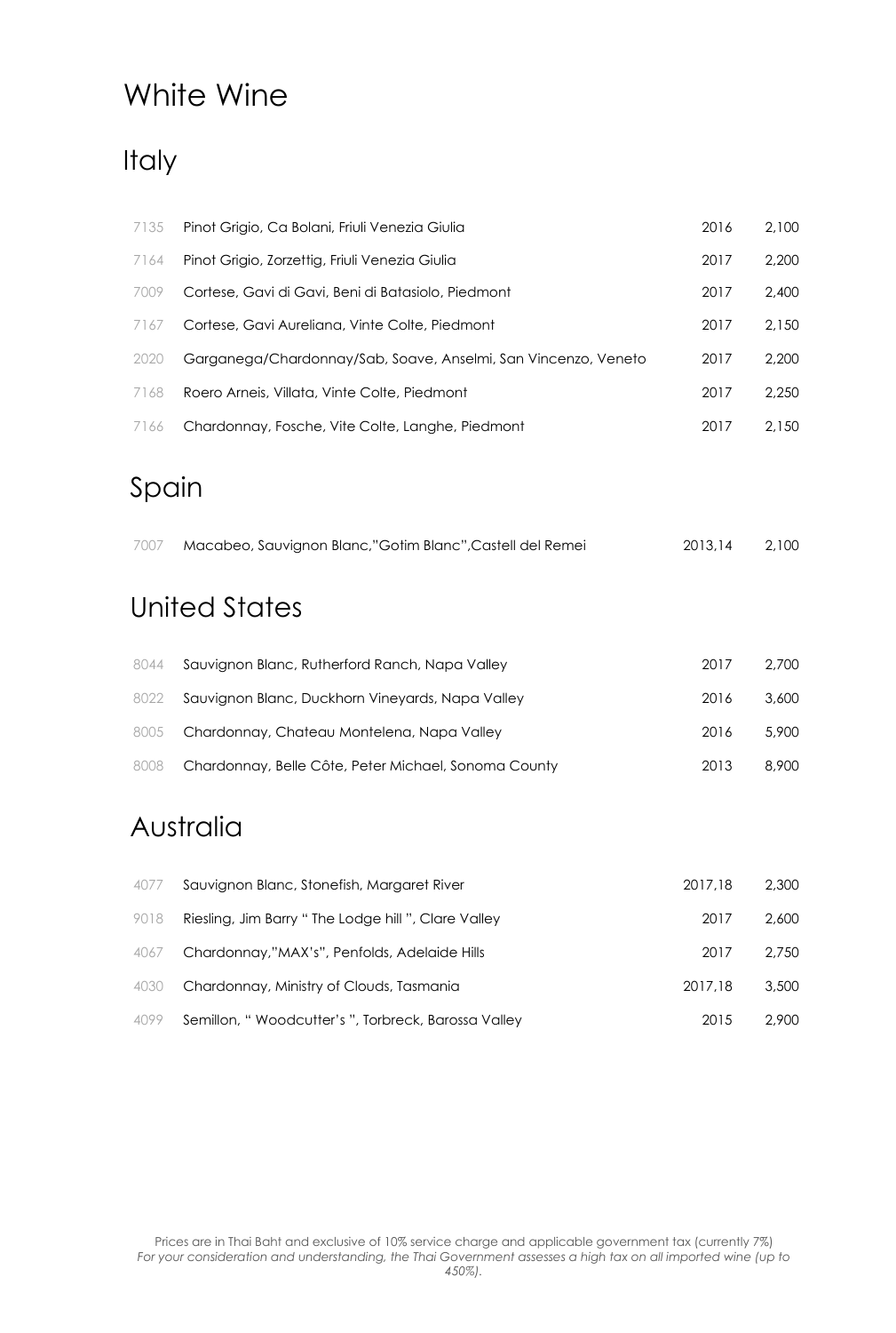# White Wine

## Italy

| | | | |
|---|---|---|---|
| 7135 | Pinot Grigio, Ca Bolani, Friuli Venezia Giulia | 2016 | 2,100 |
| 7164 | Pinot Grigio, Zorzettig, Friuli Venezia Giulia | 2017 | 2,200 |
| 7009 | Cortese, Gavi di Gavi, Beni di Batasiolo, Piedmont | 2017 | 2,400 |
| 7167 | Cortese, Gavi Aureliana, Vinte Colte, Piedmont | 2017 | 2,150 |
| 2020 | Garganega/Chardonnay/Sab, Soave, Anselmi, San Vincenzo, Veneto | 2017 | 2,200 |
| 7168 | Roero Arneis, Villata, Vinte Colte, Piedmont | 2017 | 2,250 |
| 7166 | Chardonnay, Fosche, Vite Colte, Langhe, Piedmont | 2017 | 2,150 |

## Spain

| | | | |
|---|---|---|---|
| 7007 | Macabeo, Sauvignon Blanc,"Gotim Blanc",Castell del Remei | 2013,14 | 2,100 |

## United States

| | | | |
|---|---|---|---|
| 8044 | Sauvignon Blanc, Rutherford Ranch, Napa Valley | 2017 | 2,700 |
| 8022 | Sauvignon Blanc, Duckhorn Vineyards, Napa Valley | 2016 | 3,600 |
| 8005 | Chardonnay, Chateau Montelena, Napa Valley | 2016 | 5,900 |
| 8008 | Chardonnay, Belle Côte, Peter Michael, Sonoma County | 2013 | 8,900 |

## Australia

| | | | |
|---|---|---|---|
| 4077 | Sauvignon Blanc, Stonefish, Margaret River | 2017,18 | 2,300 |
| 9018 | Riesling, Jim Barry " The Lodge hill ", Clare Valley | 2017 | 2,600 |
| 4067 | Chardonnay,"MAX's", Penfolds, Adelaide Hills | 2017 | 2,750 |
| 4030 | Chardonnay, Ministry of Clouds, Tasmania | 2017,18 | 3,500 |
| 4099 | Semillon, " Woodcutter's ", Torbreck, Barossa Valley | 2015 | 2,900 |

Prices are in Thai Baht and exclusive of 10% service charge and applicable government tax (currently 7%)
*For your consideration and understanding, the Thai Government assesses a high tax on all imported wine (up to 450%).*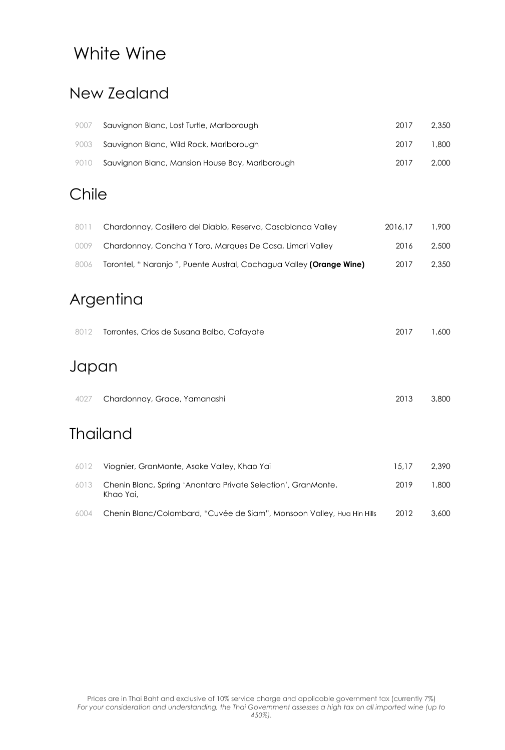# White Wine

## New Zealand

| | | | |
|---|---|---|---|
| 9007 | Sauvignon Blanc, Lost Turtle, Marlborough | 2017 | 2,350 |
| 9003 | Sauvignon Blanc, Wild Rock, Marlborough | 2017 | 1,800 |
| 9010 | Sauvignon Blanc, Mansion House Bay, Marlborough | 2017 | 2,000 |

## Chile

| | | | |
|---|---|---|---|
| 8011 | Chardonnay, Casillero del Diablo, Reserva, Casablanca Valley | 2016,17 | 1,900 |
| 0009 | Chardonnay, Concha Y Toro, Marques De Casa, Limari Valley | 2016 | 2,500 |
| 8006 | Torontel, " Naranjo ", Puente Austral, Cochagua Valley **(Orange Wine)** | 2017 | 2,350 |

## Argentina

| | | | |
|---|---|---|---|
| 8012 | Torrontes, Crios de Susana Balbo, Cafayate | 2017 | 1,600 |

## Japan

| | | | |
|---|---|---|---|
| 4027 | Chardonnay, Grace, Yamanashi | 2013 | 3,800 |

## Thailand

| | | | |
|---|---|---|---|
| 6012 | Viognier, GranMonte, Asoke Valley, Khao Yai | 15,17 | 2,390 |
| 6013 | Chenin Blanc, Spring 'Anantara Private Selection', GranMonte, Khao Yai, | 2019 | 1,800 |
| 6004 | Chenin Blanc/Colombard, "Cuvée de Siam", Monsoon Valley, Hua Hin Hills | 2012 | 3,600 |

Prices are in Thai Baht and exclusive of 10% service charge and applicable government tax (currently 7%)
*For your consideration and understanding, the Thai Government assesses a high tax on all imported wine (up to 450%).*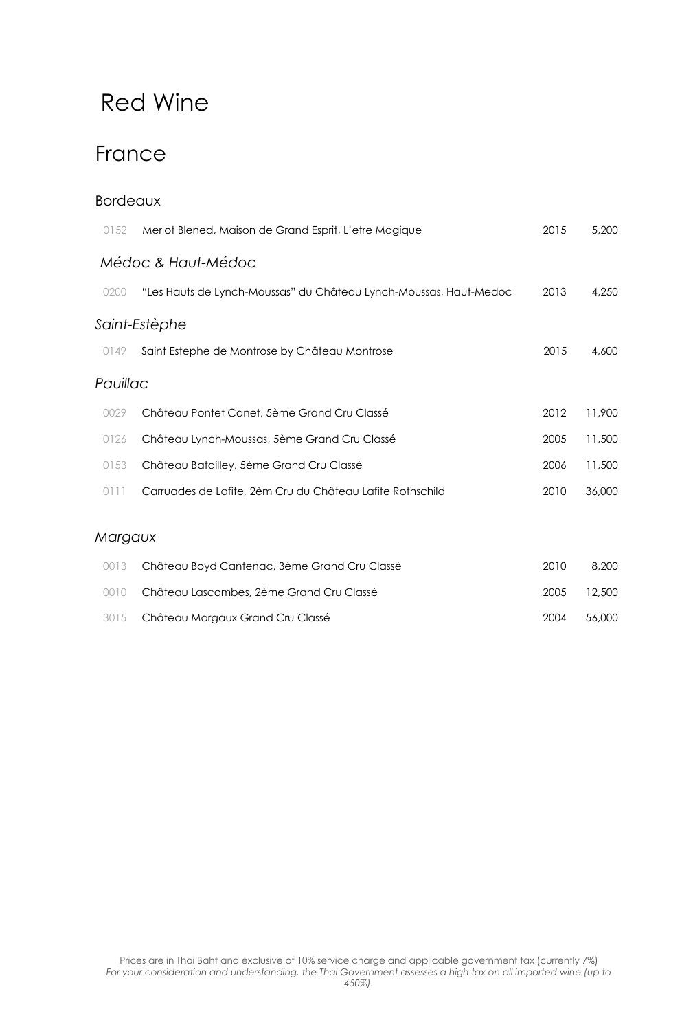# Red Wine

## France

### Bordeaux

| | | | |
|---|---|---|---|
| 0152 | Merlot Blened, Maison de Grand Esprit, L'etre Magique | 2015 | 5,200 |

### *Médoc & Haut-Médoc*

| | | | |
|---|---|---|---|
| 0200 | "Les Hauts de Lynch-Moussas" du Château Lynch-Moussas, Haut-Medoc | 2013 | 4,250 |

### *Saint-Estèphe*

| | | | |
|---|---|---|---|
| 0149 | Saint Estephe de Montrose by Château Montrose | 2015 | 4,600 |

### *Pauillac*

| | | | |
|---|---|---|---|
| 0029 | Château Pontet Canet, 5ème Grand Cru Classé | 2012 | 11,900 |
| 0126 | Château Lynch-Moussas, 5ème Grand Cru Classé | 2005 | 11,500 |
| 0153 | Château Batailley, 5ème Grand Cru Classé | 2006 | 11,500 |
| 0111 | Carruades de Lafite, 2èm Cru du Château Lafite Rothschild | 2010 | 36,000 |

### *Margaux*

| | | | |
|---|---|---|---|
| 0013 | Château Boyd Cantenac, 3ème Grand Cru Classé | 2010 | 8,200 |
| 0010 | Château Lascombes, 2ème Grand Cru Classé | 2005 | 12,500 |
| 3015 | Château Margaux Grand Cru Classé | 2004 | 56,000 |

Prices are in Thai Baht and exclusive of 10% service charge and applicable government tax (currently 7%)
*For your consideration and understanding, the Thai Government assesses a high tax on all imported wine (up to 450%).*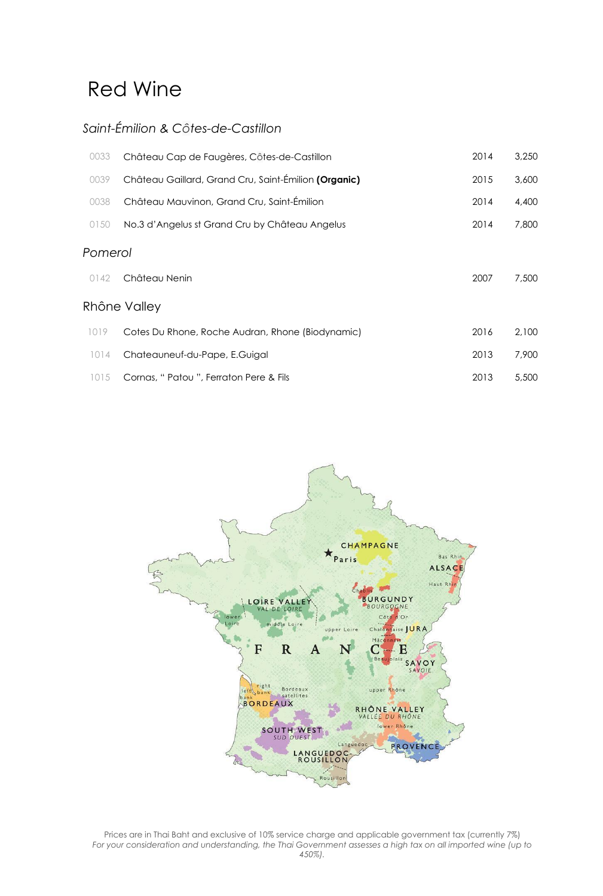# Red Wine

## *Saint-Émilion & Côtes-de-Castillon*

| | | | |
|---|---|---|---|
| 0033 | Château Cap de Faugères, Côtes-de-Castillon | 2014 | 3,250 |
| 0039 | Château Gaillard, Grand Cru, Saint-Émilion **(Organic)** | 2015 | 3,600 |
| 0038 | Château Mauvinon, Grand Cru, Saint-Émilion | 2014 | 4,400 |
| 0150 | No.3 d'Angelus st Grand Cru by Château Angelus | 2014 | 7,800 |

## *Pomerol*

| | | | |
|---|---|---|---|
| 0142 | Château Nenin | 2007 | 7,500 |

## Rhône Valley

| | | | |
|---|---|---|---|
| 1019 | Cotes Du Rhone, Roche Audran, Rhone (Biodynamic) | 2016 | 2,100 |
| 1014 | Chateauneuf-du-Pape, E.Guigal | 2013 | 7,900 |
| 1015 | Cornas, " Patou ", Ferraton Pere & Fils | 2013 | 5,500 |

Prices are in Thai Baht and exclusive of 10% service charge and applicable government tax (currently 7%)
*For your consideration and understanding, the Thai Government assesses a high tax on all imported wine (up to 450%).*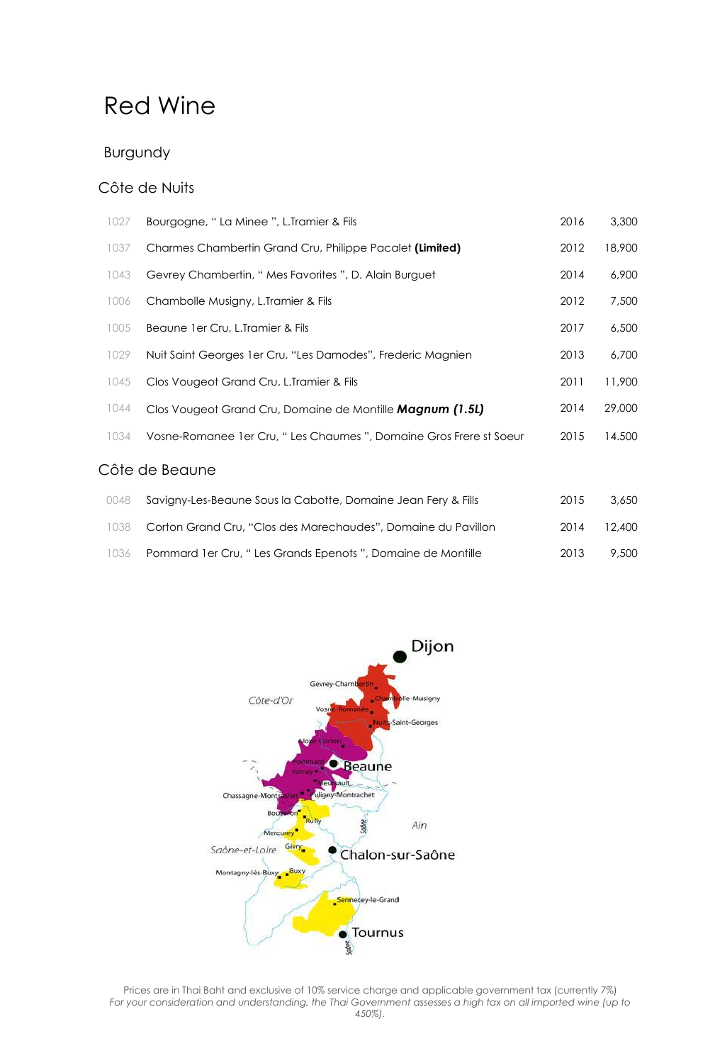# Red Wine

## Burgundy

### Côte de Nuits

| | | | |
|---|---|---|---|
| 1027 | Bourgogne, " La Minee ", L.Tramier & Fils | 2016 | 3,300 |
| 1037 | Charmes Chambertin Grand Cru, Philippe Pacalet **(Limited)** | 2012 | 18,900 |
| 1043 | Gevrey Chambertin, " Mes Favorites ", D. Alain Burguet | 2014 | 6,900 |
| 1006 | Chambolle Musigny, L.Tramier & Fils | 2012 | 7,500 |
| 1005 | Beaune 1er Cru, L.Tramier & Fils | 2017 | 6,500 |
| 1029 | Nuit Saint Georges 1er Cru, "Les Damodes", Frederic Magnien | 2013 | 6,700 |
| 1045 | Clos Vougeot Grand Cru, L.Tramier & Fils | 2011 | 11,900 |
| 1044 | Clos Vougeot Grand Cru, Domaine de Montille ***Magnum (1.5L)*** | 2014 | 29,000 |
| 1034 | Vosne-Romanee 1er Cru, " Les Chaumes ", Domaine Gros Frere st Soeur | 2015 | 14.500 |

### Côte de Beaune

| | | | |
|---|---|---|---|
| 0048 | Savigny-Les-Beaune Sous la Cabotte, Domaine Jean Fery & Fills | 2015 | 3,650 |
| 1038 | Corton Grand Cru, "Clos des Marechaudes", Domaine du Pavillon | 2014 | 12,400 |
| 1036 | Pommard 1er Cru, " Les Grands Epenots ", Domaine de Montille | 2013 | 9,500 |

Prices are in Thai Baht and exclusive of 10% service charge and applicable government tax (currently 7%)
*For your consideration and understanding, the Thai Government assesses a high tax on all imported wine (up to 450%).*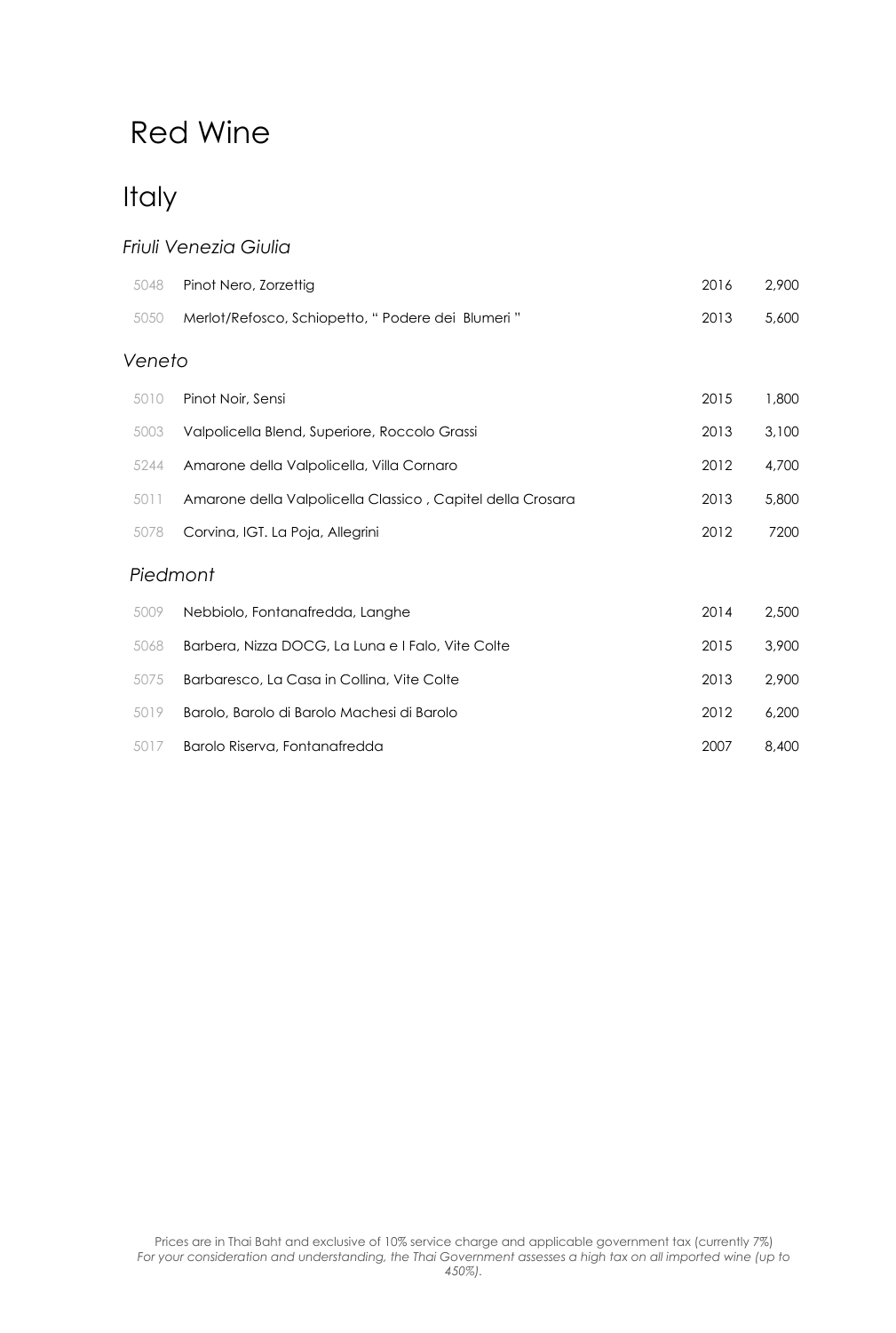# Red Wine

## Italy

### *Friuli Venezia Giulia*

| | | | |
|---|---|---|---|
| 5048 | Pinot Nero, Zorzettig | 2016 | 2,900 |
| 5050 | Merlot/Refosco, Schiopetto, " Podere dei Blumeri " | 2013 | 5,600 |

### *Veneto*

| | | | |
|---|---|---|---|
| 5010 | Pinot Noir, Sensi | 2015 | 1,800 |
| 5003 | Valpolicella Blend, Superiore, Roccolo Grassi | 2013 | 3,100 |
| 5244 | Amarone della Valpolicella, Villa Cornaro | 2012 | 4,700 |
| 5011 | Amarone della Valpolicella Classico , Capitel della Crosara | 2013 | 5,800 |
| 5078 | Corvina, IGT. La Poja, Allegrini | 2012 | 7200 |

### *Piedmont*

| | | | |
|---|---|---|---|
| 5009 | Nebbiolo, Fontanafredda, Langhe | 2014 | 2,500 |
| 5068 | Barbera, Nizza DOCG, La Luna e I Falo, Vite Colte | 2015 | 3,900 |
| 5075 | Barbaresco, La Casa in Collina, Vite Colte | 2013 | 2,900 |
| 5019 | Barolo, Barolo di Barolo Machesi di Barolo | 2012 | 6,200 |
| 5017 | Barolo Riserva, Fontanafredda | 2007 | 8,400 |

Prices are in Thai Baht and exclusive of 10% service charge and applicable government tax (currently 7%)

*For your consideration and understanding, the Thai Government assesses a high tax on all imported wine (up to 450%).*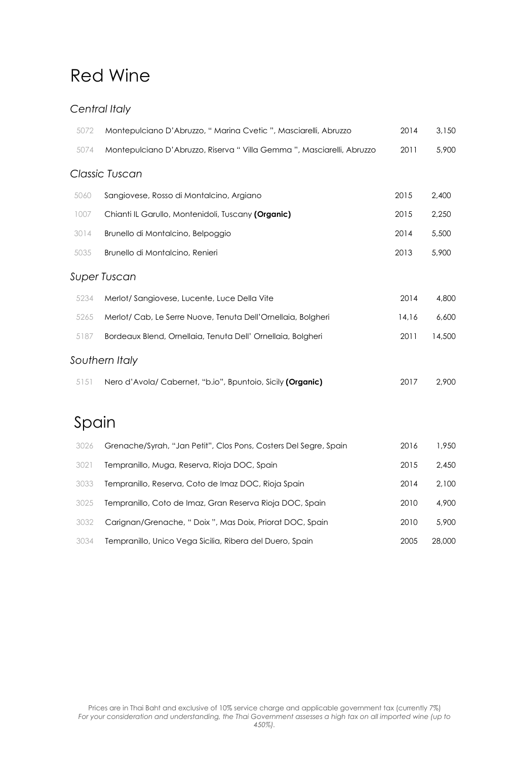# Red Wine

### *Central Italy*

| | | | |
|---|---|---|---|
| 5072 | Montepulciano D'Abruzzo, " Marina Cvetic ", Masciarelli, Abruzzo | 2014 | 3,150 |
| 5074 | Montepulciano D'Abruzzo, Riserva " Villa Gemma ", Masciarelli, Abruzzo | 2011 | 5,900 |

### *Classic Tuscan*

| | | | |
|---|---|---|---|
| 5060 | Sangiovese, Rosso di Montalcino, Argiano | 2015 | 2,400 |
| 1007 | Chianti IL Garullo, Montenidoli, Tuscany **(Organic)** | 2015 | 2,250 |
| 3014 | Brunello di Montalcino, Belpoggio | 2014 | 5,500 |
| 5035 | Brunello di Montalcino, Renieri | 2013 | 5,900 |

### *Super Tuscan*

| | | | |
|---|---|---|---|
| 5234 | Merlot/ Sangiovese, Lucente, Luce Della Vite | 2014 | 4,800 |
| 5265 | Merlot/ Cab, Le Serre Nuove, Tenuta Dell'Ornellaia, Bolgheri | 14,16 | 6,600 |
| 5187 | Bordeaux Blend, Ornellaia, Tenuta Dell' Ornellaia, Bolgheri | 2011 | 14,500 |

### *Southern Italy*

| | | | |
|---|---|---|---|
| 5151 | Nero d'Avola/ Cabernet, "b.io", Bpuntoio, Sicily **(Organic)** | 2017 | 2,900 |

# Spain

| | | | |
|---|---|---|---|
| 3026 | Grenache/Syrah, "Jan Petit", Clos Pons, Costers Del Segre, Spain | 2016 | 1,950 |
| 3021 | Tempranillo, Muga, Reserva, Rioja DOC, Spain | 2015 | 2,450 |
| 3033 | Tempranillo, Reserva, Coto de Imaz DOC, Rioja Spain | 2014 | 2,100 |
| 3025 | Tempranillo, Coto de Imaz, Gran Reserva Rioja DOC, Spain | 2010 | 4,900 |
| 3032 | Carignan/Grenache, " Doix ", Mas Doix, Priorat DOC, Spain | 2010 | 5,900 |
| 3034 | Tempranillo, Unico Vega Sicilia, Ribera del Duero, Spain | 2005 | 28,000 |

Prices are in Thai Baht and exclusive of 10% service charge and applicable government tax (currently 7%)
*For your consideration and understanding, the Thai Government assesses a high tax on all imported wine (up to 450%).*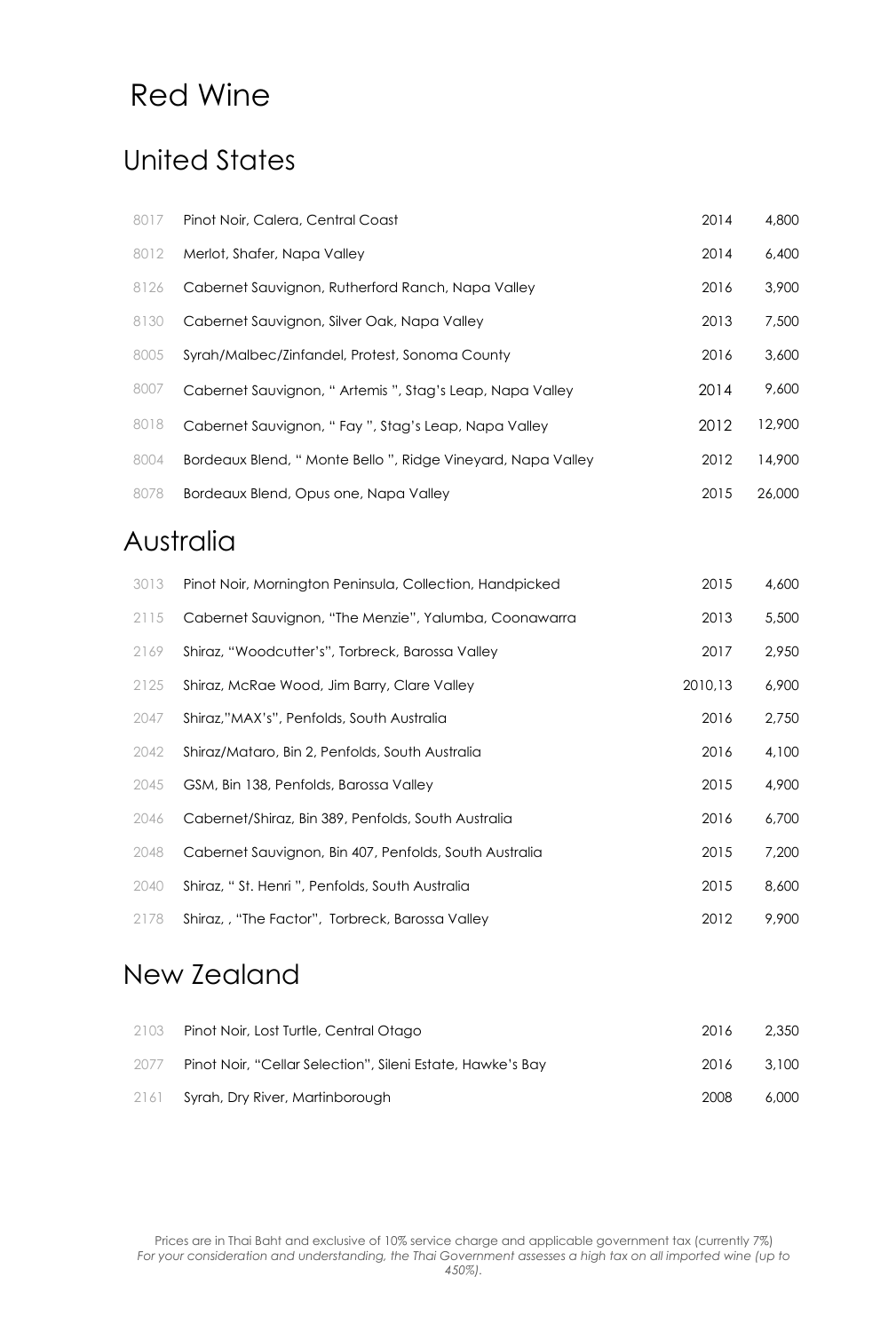# Red Wine

## United States

| | | | |
|---|---|---|---|
| 8017 | Pinot Noir, Calera, Central Coast | 2014 | 4,800 |
| 8012 | Merlot, Shafer, Napa Valley | 2014 | 6,400 |
| 8126 | Cabernet Sauvignon, Rutherford Ranch, Napa Valley | 2016 | 3,900 |
| 8130 | Cabernet Sauvignon, Silver Oak, Napa Valley | 2013 | 7,500 |
| 8005 | Syrah/Malbec/Zinfandel, Protest, Sonoma County | 2016 | 3,600 |
| 8007 | Cabernet Sauvignon, " Artemis ", Stag's Leap, Napa Valley | 2014 | 9,600 |
| 8018 | Cabernet Sauvignon, " Fay ", Stag's Leap, Napa Valley | 2012 | 12,900 |
| 8004 | Bordeaux Blend, " Monte Bello ", Ridge Vineyard, Napa Valley | 2012 | 14,900 |
| 8078 | Bordeaux Blend, Opus one, Napa Valley | 2015 | 26,000 |

## Australia

| | | | |
|---|---|---|---|
| 3013 | Pinot Noir, Mornington Peninsula, Collection, Handpicked | 2015 | 4,600 |
| 2115 | Cabernet Sauvignon, "The Menzie", Yalumba, Coonawarra | 2013 | 5,500 |
| 2169 | Shiraz, "Woodcutter's", Torbreck, Barossa Valley | 2017 | 2,950 |
| 2125 | Shiraz, McRae Wood, Jim Barry, Clare Valley | 2010,13 | 6,900 |
| 2047 | Shiraz,"MAX's", Penfolds, South Australia | 2016 | 2,750 |
| 2042 | Shiraz/Mataro, Bin 2, Penfolds, South Australia | 2016 | 4,100 |
| 2045 | GSM, Bin 138, Penfolds, Barossa Valley | 2015 | 4,900 |
| 2046 | Cabernet/Shiraz, Bin 389, Penfolds, South Australia | 2016 | 6,700 |
| 2048 | Cabernet Sauvignon, Bin 407, Penfolds, South Australia | 2015 | 7,200 |
| 2040 | Shiraz, " St. Henri ", Penfolds, South Australia | 2015 | 8,600 |
| 2178 | Shiraz, , "The Factor", Torbreck, Barossa Valley | 2012 | 9,900 |

## New Zealand

| | | | |
|---|---|---|---|
| 2103 | Pinot Noir, Lost Turtle, Central Otago | 2016 | 2,350 |
| 2077 | Pinot Noir, "Cellar Selection", Sileni Estate, Hawke's Bay | 2016 | 3,100 |
| 2161 | Syrah, Dry River, Martinborough | 2008 | 6,000 |

Prices are in Thai Baht and exclusive of 10% service charge and applicable government tax (currently 7%)
*For your consideration and understanding, the Thai Government assesses a high tax on all imported wine (up to 450%).*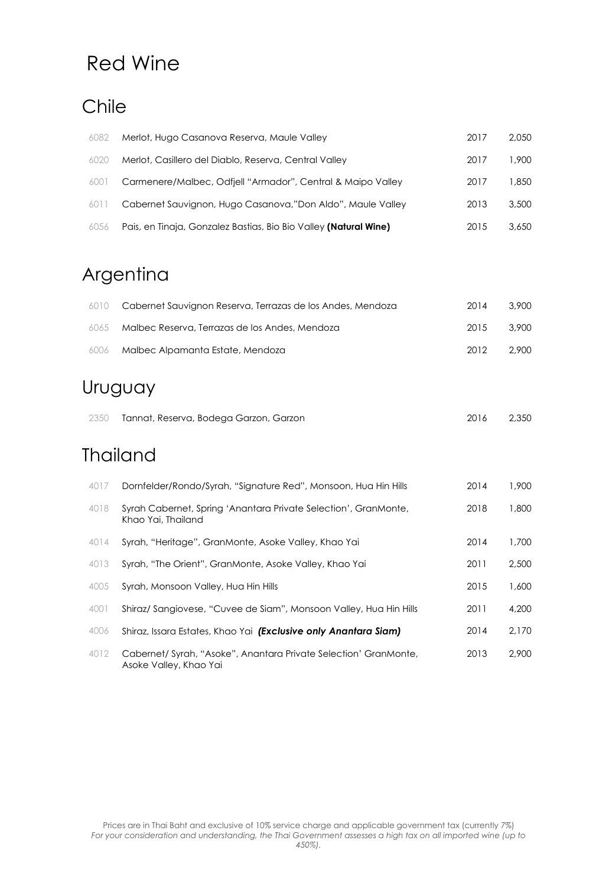# Red Wine

## Chile

| | | | |
|---|---|---|---|
| 6082 | Merlot, Hugo Casanova Reserva, Maule Valley | 2017 | 2,050 |
| 6020 | Merlot, Casillero del Diablo, Reserva, Central Valley | 2017 | 1,900 |
| 6001 | Carmenere/Malbec, Odfjell “Armador”, Central & Maipo Valley | 2017 | 1,850 |
| 6011 | Cabernet Sauvignon, Hugo Casanova,”Don Aldo”, Maule Valley | 2013 | 3,500 |
| 6056 | Pais, en Tinaja, Gonzalez Bastias, Bio Bio Valley **(Natural Wine)** | 2015 | 3,650 |

## Argentina

| | | | |
|---|---|---|---|
| 6010 | Cabernet Sauvignon Reserva, Terrazas de los Andes, Mendoza | 2014 | 3,900 |
| 6065 | Malbec Reserva, Terrazas de los Andes, Mendoza | 2015 | 3,900 |
| 6006 | Malbec Alpamanta Estate, Mendoza | 2012 | 2,900 |

## Uruguay

| | | | |
|---|---|---|---|
| 2350 | Tannat, Reserva, Bodega Garzon, Garzon | 2016 | 2,350 |

## Thailand

| | | | |
|---|---|---|---|
| 4017 | Dornfelder/Rondo/Syrah, “Signature Red”, Monsoon, Hua Hin Hills | 2014 | 1,900 |
| 4018 | Syrah Cabernet, Spring ‘Anantara Private Selection’, GranMonte, Khao Yai, Thailand | 2018 | 1,800 |
| 4014 | Syrah, “Heritage”, GranMonte, Asoke Valley, Khao Yai | 2014 | 1,700 |
| 4013 | Syrah, “The Orient”, GranMonte, Asoke Valley, Khao Yai | 2011 | 2,500 |
| 4005 | Syrah, Monsoon Valley, Hua Hin Hills | 2015 | 1,600 |
| 4001 | Shiraz/ Sangiovese, “Cuvee de Siam”, Monsoon Valley, Hua Hin Hills | 2011 | 4,200 |
| 4006 | Shiraz, Issara Estates, Khao Yai ***(Exclusive only Anantara Siam)*** | 2014 | 2,170 |
| 4012 | Cabernet/ Syrah, “Asoke”, Anantara Private Selection’ GranMonte, Asoke Valley, Khao Yai | 2013 | 2,900 |

Prices are in Thai Baht and exclusive of 10% service charge and applicable government tax (currently 7%)
*For your consideration and understanding, the Thai Government assesses a high tax on all imported wine (up to 450%).*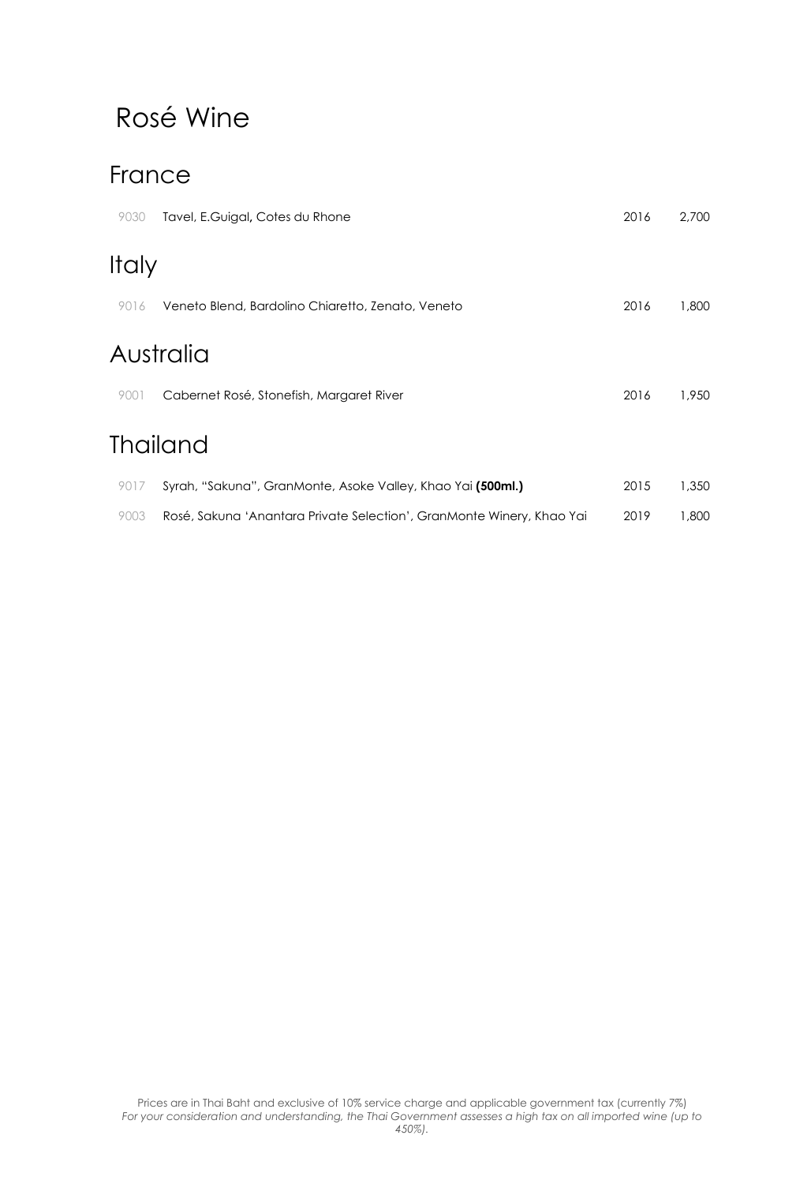# Rosé Wine

## France

| | | | |
|---|---|---|---|
| 9030 | Tavel, E.Guigal, Cotes du Rhone | 2016 | 2,700 |

## Italy

| | | | |
|---|---|---|---|
| 9016 | Veneto Blend, Bardolino Chiaretto, Zenato, Veneto | 2016 | 1,800 |

## Australia

| | | | |
|---|---|---|---|
| 9001 | Cabernet Rosé, Stonefish, Margaret River | 2016 | 1,950 |

## Thailand

| | | | |
|---|---|---|---|
| 9017 | Syrah, "Sakuna", GranMonte, Asoke Valley, Khao Yai **(500ml.)** | 2015 | 1,350 |
| 9003 | Rosé, Sakuna 'Anantara Private Selection', GranMonte Winery, Khao Yai | 2019 | 1,800 |

Prices are in Thai Baht and exclusive of 10% service charge and applicable government tax (currently 7%)
*For your consideration and understanding, the Thai Government assesses a high tax on all imported wine (up to 450%).*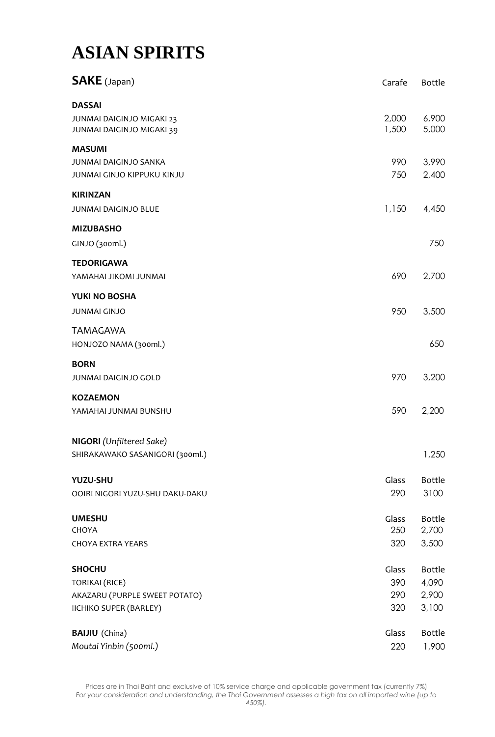# ASIAN SPIRITS

| **SAKE** (Japan) | Carafe | Bottle |
|---|---|---|
| **DASSAI** | | |
| JUNMAI DAIGINJO MIGAKI 23 | 2,000 | 6,900 |
| JUNMAI DAIGINJO MIGAKI 39 | 1,500 | 5,000 |
| **MASUMI** | | |
| JUNMAI DAIGINJO SANKA | 990 | 3,990 |
| JUNMAI GINJO KIPPUKU KINJU | 750 | 2,400 |
| **KIRINZAN** | | |
| JUNMAI DAIGINJO BLUE | 1,150 | 4,450 |
| **MIZUBASHO** | | |
| GINJO (300ml.) | | 750 |
| **TEDORIGAWA** | | |
| YAMAHAI JIKOMI JUNMAI | 690 | 2,700 |
| **YUKI NO BOSHA** | | |
| JUNMAI GINJO | 950 | 3,500 |
| TAMAGAWA | | |
| HONJOZO NAMA (300ml.) | | 650 |
| **BORN** | | |
| JUNMAI DAIGINJO GOLD | 970 | 3,200 |
| **KOZAEMON** | | |
| YAMAHAI JUNMAI BUNSHU | 590 | 2,200 |
| **NIGORI** *(Unfiltered Sake)* | | |
| SHIRAKAWAKO SASANIGORI (300ml.) | | 1,250 |

| **YUZU-SHU** | Glass | Bottle |
|---|---|---|
| OOIRI NIGORI YUZU-SHU DAKU-DAKU | 290 | 3100 |

| **UMESHU** | Glass | Bottle |
|---|---|---|
| CHOYA | 250 | 2,700 |
| CHOYA EXTRA YEARS | 320 | 3,500 |

| **SHOCHU** | Glass | Bottle |
|---|---|---|
| TORIKAI (RICE) | 390 | 4,090 |
| AKAZARU (PURPLE SWEET POTATO) | 290 | 2,900 |
| IICHIKO SUPER (BARLEY) | 320 | 3,100 |

| **BAIJIU** (China) | Glass | Bottle |
|---|---|---|
| *Moutai Yinbin (500ml.)* | 220 | 1,900 |

Prices are in Thai Baht and exclusive of 10% service charge and applicable government tax (currently 7%)
*For your consideration and understanding, the Thai Government assesses a high tax on all imported wine (up to 450%).*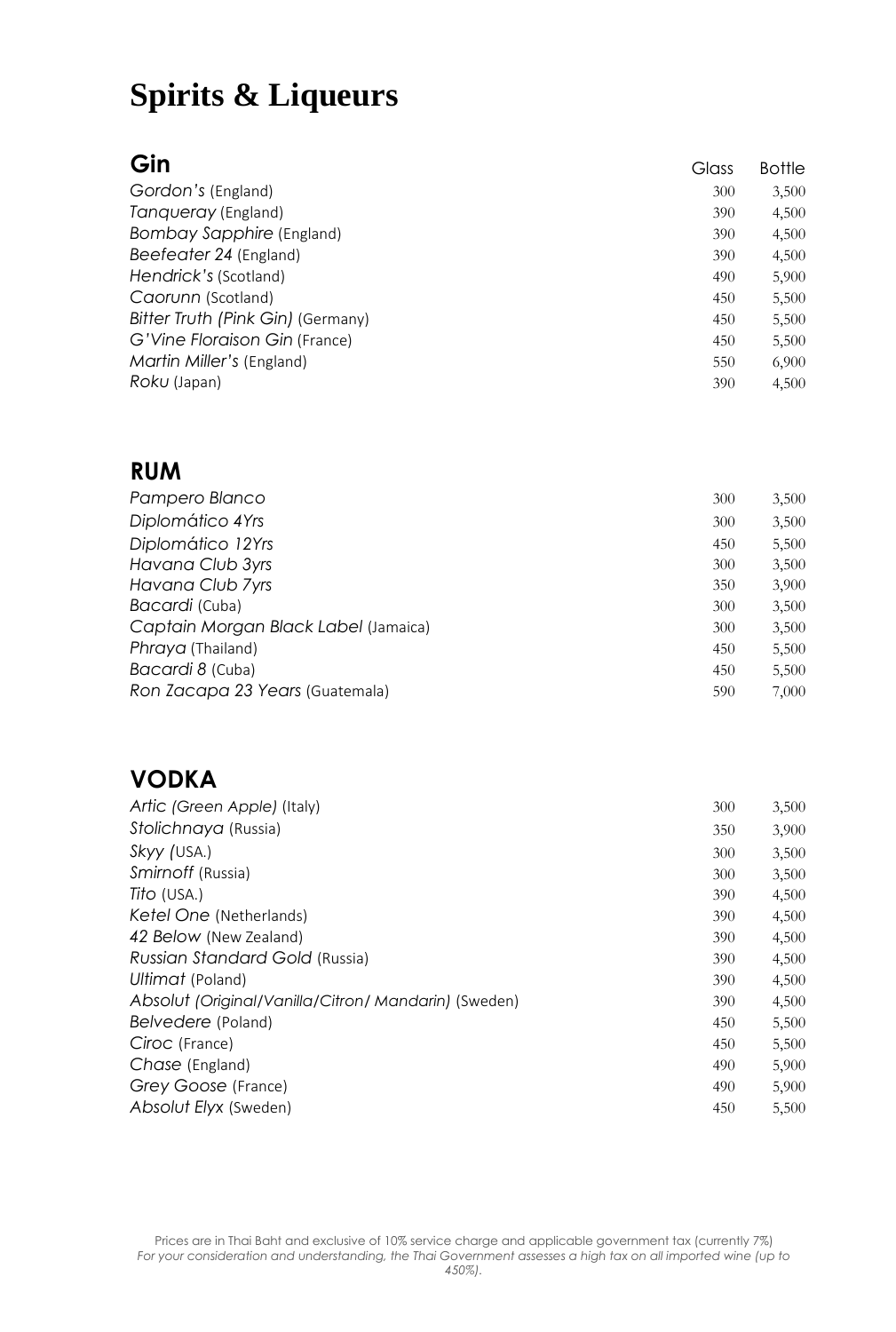# Spirits & Liqueurs

## Gin

| | Glass | Bottle |
|---|---|---|
| *Gordon's* (England) | 300 | 3,500 |
| *Tanqueray* (England) | 390 | 4,500 |
| *Bombay Sapphire* (England) | 390 | 4,500 |
| *Beefeater 24* (England) | 390 | 4,500 |
| *Hendrick's* (Scotland) | 490 | 5,900 |
| *Caorunn* (Scotland) | 450 | 5,500 |
| *Bitter Truth (Pink Gin)* (Germany) | 450 | 5,500 |
| *G'Vine Floraison Gin* (France) | 450 | 5,500 |
| *Martin Miller's* (England) | 550 | 6,900 |
| *Roku* (Japan) | 390 | 4,500 |

## RUM

| | Glass | Bottle |
|---|---|---|
| *Pampero Blanco* | 300 | 3,500 |
| *Diplomático 4Yrs* | 300 | 3,500 |
| *Diplomático 12Yrs* | 450 | 5,500 |
| *Havana Club 3yrs* | 300 | 3,500 |
| *Havana Club 7yrs* | 350 | 3,900 |
| *Bacardi* (Cuba) | 300 | 3,500 |
| *Captain Morgan Black Label* (Jamaica) | 300 | 3,500 |
| *Phraya* (Thailand) | 450 | 5,500 |
| *Bacardi 8* (Cuba) | 450 | 5,500 |
| *Ron Zacapa 23 Years* (Guatemala) | 590 | 7,000 |

## VODKA

| | Glass | Bottle |
|---|---|---|
| *Artic (Green Apple)* (Italy) | 300 | 3,500 |
| *Stolichnaya* (Russia) | 350 | 3,900 |
| *Skyy (*USA.) | 300 | 3,500 |
| *Smirnoff* (Russia) | 300 | 3,500 |
| *Tito* (USA.) | 390 | 4,500 |
| *Ketel One* (Netherlands) | 390 | 4,500 |
| *42 Below* (New Zealand) | 390 | 4,500 |
| *Russian Standard Gold* (Russia) | 390 | 4,500 |
| *Ultimat* (Poland) | 390 | 4,500 |
| *Absolut (Original/Vanilla/Citron/ Mandarin)* (Sweden) | 390 | 4,500 |
| *Belvedere* (Poland) | 450 | 5,500 |
| *Ciroc* (France) | 450 | 5,500 |
| *Chase* (England) | 490 | 5,900 |
| *Grey Goose* (France) | 490 | 5,900 |
| *Absolut Elyx* (Sweden) | 450 | 5,500 |

Prices are in Thai Baht and exclusive of 10% service charge and applicable government tax (currently 7%)
*For your consideration and understanding, the Thai Government assesses a high tax on all imported wine (up to 450%).*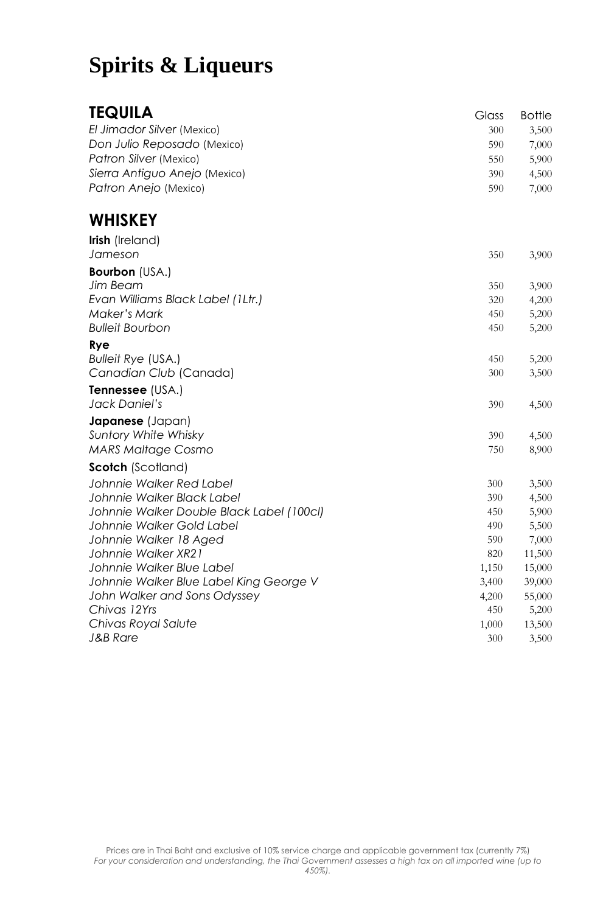# Spirits & Liqueurs

## TEQUILA

| | Glass | Bottle |
|---|---|---|
| *El Jimador Silver* (Mexico) | 300 | 3,500 |
| *Don Julio Reposado* (Mexico) | 590 | 7,000 |
| *Patron Silver* (Mexico) | 550 | 5,900 |
| *Sierra Antiguo Anejo* (Mexico) | 390 | 4,500 |
| *Patron Anejo* (Mexico) | 590 | 7,000 |

## WHISKEY

| | Glass | Bottle |
|---|---|---|
| **Irish** (Ireland) | | |
| *Jameson* | 350 | 3,900 |
| **Bourbon** (USA.) | | |
| *Jim Beam* | 350 | 3,900 |
| *Evan Williams Black Label (1Ltr.)* | 320 | 4,200 |
| *Maker's Mark* | 450 | 5,200 |
| *Bulleit Bourbon* | 450 | 5,200 |
| **Rye** | | |
| *Bulleit Rye* (USA.) | 450 | 5,200 |
| *Canadian Club* (Canada) | 300 | 3,500 |
| **Tennessee** (USA.) | | |
| *Jack Daniel's* | 390 | 4,500 |
| **Japanese** (Japan) | | |
| *Suntory White Whisky* | 390 | 4,500 |
| *MARS Maltage Cosmo* | 750 | 8,900 |
| **Scotch** (Scotland) | | |
| *Johnnie Walker Red Label* | 300 | 3,500 |
| *Johnnie Walker Black Label* | 390 | 4,500 |
| *Johnnie Walker Double Black Label (100cl)* | 450 | 5,900 |
| *Johnnie Walker Gold Label* | 490 | 5,500 |
| *Johnnie Walker 18 Aged* | 590 | 7,000 |
| *Johnnie Walker XR21* | 820 | 11,500 |
| *Johnnie Walker Blue Label* | 1,150 | 15,000 |
| *Johnnie Walker Blue Label King George V* | 3,400 | 39,000 |
| *John Walker and Sons Odyssey* | 4,200 | 55,000 |
| *Chivas 12Yrs* | 450 | 5,200 |
| *Chivas Royal Salute* | 1,000 | 13,500 |
| *J&B Rare* | 300 | 3,500 |

Prices are in Thai Baht and exclusive of 10% service charge and applicable government tax (currently 7%)
*For your consideration and understanding, the Thai Government assesses a high tax on all imported wine (up to 450%).*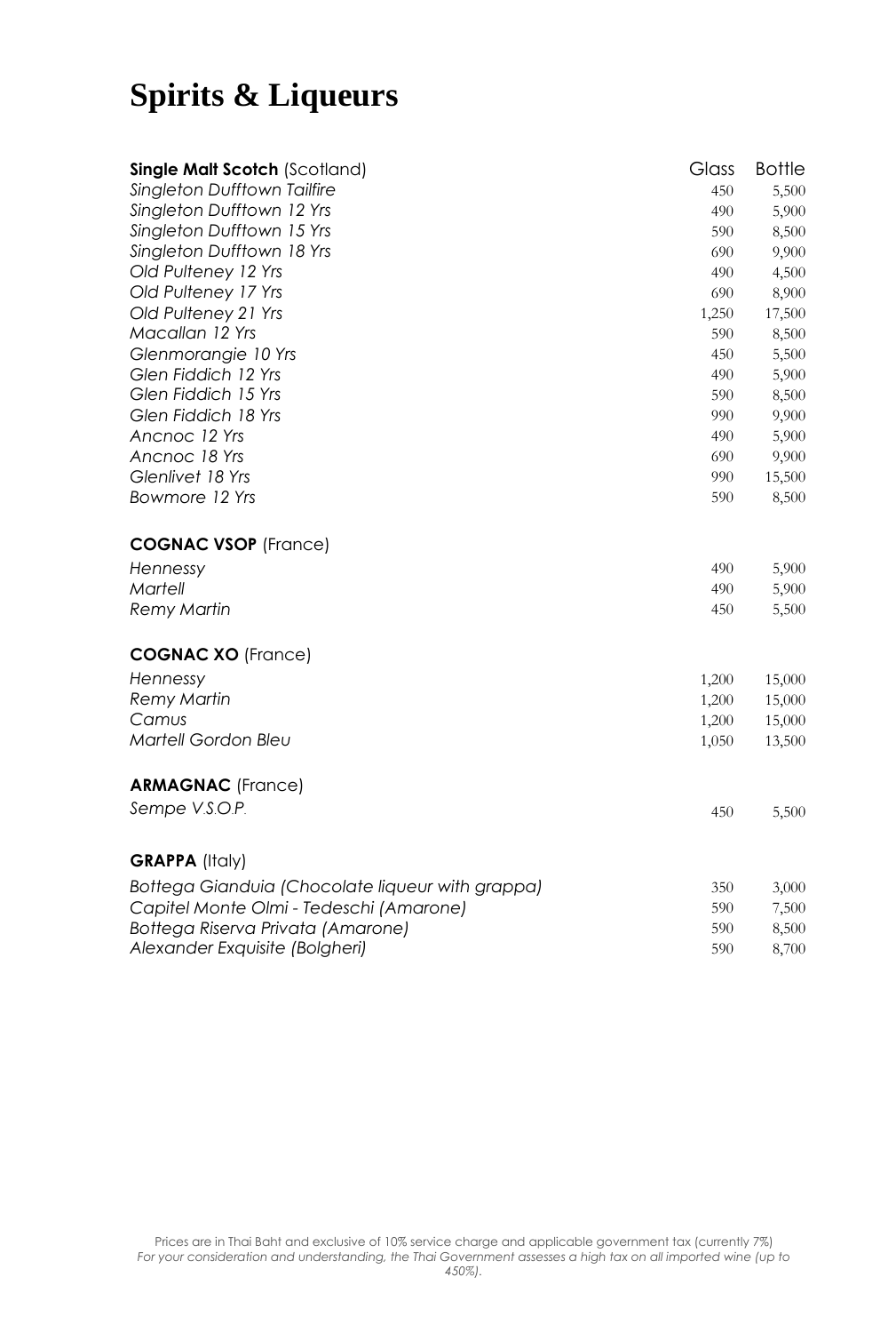# Spirits & Liqueurs

| **Single Malt Scotch** (Scotland) | Glass | Bottle |
|---|---|---|
| *Singleton Dufftown Tailfire* | 450 | 5,500 |
| *Singleton Dufftown 12 Yrs* | 490 | 5,900 |
| *Singleton Dufftown 15 Yrs* | 590 | 8,500 |
| *Singleton Dufftown 18 Yrs* | 690 | 9,900 |
| *Old Pulteney 12 Yrs* | 490 | 4,500 |
| *Old Pulteney 17 Yrs* | 690 | 8,900 |
| *Old Pulteney 21 Yrs* | 1,250 | 17,500 |
| *Macallan 12 Yrs* | 590 | 8,500 |
| *Glenmorangie 10 Yrs* | 450 | 5,500 |
| *Glen Fiddich 12 Yrs* | 490 | 5,900 |
| *Glen Fiddich 15 Yrs* | 590 | 8,500 |
| *Glen Fiddich 18 Yrs* | 990 | 9,900 |
| *Ancnoc 12 Yrs* | 490 | 5,900 |
| *Ancnoc 18 Yrs* | 690 | 9,900 |
| *Glenlivet 18 Yrs* | 990 | 15,500 |
| *Bowmore 12 Yrs* | 590 | 8,500 |

| **COGNAC VSOP** (France) | | |
|---|---|---|
| *Hennessy* | 490 | 5,900 |
| *Martell* | 490 | 5,900 |
| *Remy Martin* | 450 | 5,500 |

| **COGNAC XO** (France) | | |
|---|---|---|
| *Hennessy* | 1,200 | 15,000 |
| *Remy Martin* | 1,200 | 15,000 |
| *Camus* | 1,200 | 15,000 |
| *Martell Gordon Bleu* | 1,050 | 13,500 |

| **ARMAGNAC** (France) | | |
|---|---|---|
| *Sempe V.S.O.P.* | 450 | 5,500 |

| **GRAPPA** (Italy) | | |
|---|---|---|
| *Bottega Gianduia (Chocolate liqueur with grappa)* | 350 | 3,000 |
| *Capitel Monte Olmi - Tedeschi (Amarone)* | 590 | 7,500 |
| *Bottega Riserva Privata (Amarone)* | 590 | 8,500 |
| *Alexander Exquisite (Bolgheri)* | 590 | 8,700 |

Prices are in Thai Baht and exclusive of 10% service charge and applicable government tax (currently 7%)
*For your consideration and understanding, the Thai Government assesses a high tax on all imported wine (up to 450%).*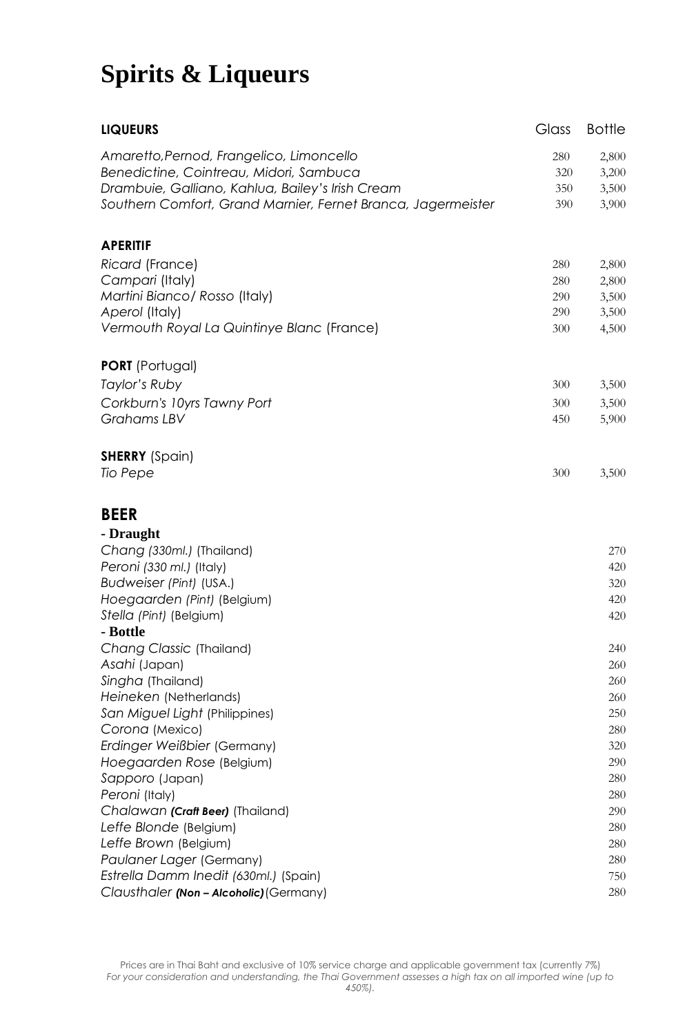# Spirits & Liqueurs

| **LIQUEURS** | Glass | Bottle |
|---|---|---|
| *Amaretto,Pernod, Frangelico, Limoncello* | 280 | 2,800 |
| *Benedictine, Cointreau, Midori, Sambuca* | 320 | 3,200 |
| *Drambuie, Galliano, Kahlua, Bailey's Irish Cream* | 350 | 3,500 |
| *Southern Comfort, Grand Marnier, Fernet Branca, Jagermeister* | 390 | 3,900 |

| **APERITIF** | | |
|---|---|---|
| *Ricard* (France) | 280 | 2,800 |
| *Campari* (Italy) | 280 | 2,800 |
| *Martini Bianco/ Rosso* (Italy) | 290 | 3,500 |
| *Aperol* (Italy) | 290 | 3,500 |
| *Vermouth Royal La Quintinye Blanc* (France) | 300 | 4,500 |

| **PORT** (Portugal) | | |
|---|---|---|
| *Taylor's Ruby* | 300 | 3,500 |
| *Corkburn's 10yrs Tawny Port* | 300 | 3,500 |
| *Grahams LBV* | 450 | 5,900 |

| **SHERRY** (Spain) | | |
|---|---|---|
| *Tio Pepe* | 300 | 3,500 |

## BEER

| **- Draught** | |
|---|---|
| *Chang (330ml.)* (Thailand) | 270 |
| *Peroni (330 ml.)* (Italy) | 420 |
| *Budweiser (Pint)* (USA.) | 320 |
| *Hoegaarden (Pint)* (Belgium) | 420 |
| *Stella (Pint)* (Belgium) | 420 |
| **- Bottle** | |
| *Chang Classic* (Thailand) | 240 |
| *Asahi* (Japan) | 260 |
| *Singha* (Thailand) | 260 |
| *Heineken* (Netherlands) | 260 |
| *San Miguel Light* (Philippines) | 250 |
| *Corona* (Mexico) | 280 |
| *Erdinger Weißbier* (Germany) | 320 |
| *Hoegaarden Rose* (Belgium) | 290 |
| *Sapporo* (Japan) | 280 |
| *Peroni* (Italy) | 280 |
| *Chalawan* ***(Craft Beer)*** (Thailand) | 290 |
| *Leffe Blonde* (Belgium) | 280 |
| *Leffe Brown* (Belgium) | 280 |
| *Paulaner Lager* (Germany) | 280 |
| *Estrella Damm Inedit (630ml.)* (Spain) | 750 |
| *Clausthaler* ***(Non – Alcoholic)*** (Germany) | 280 |

Prices are in Thai Baht and exclusive of 10% service charge and applicable government tax (currently 7%)
*For your consideration and understanding, the Thai Government assesses a high tax on all imported wine (up to 450%).*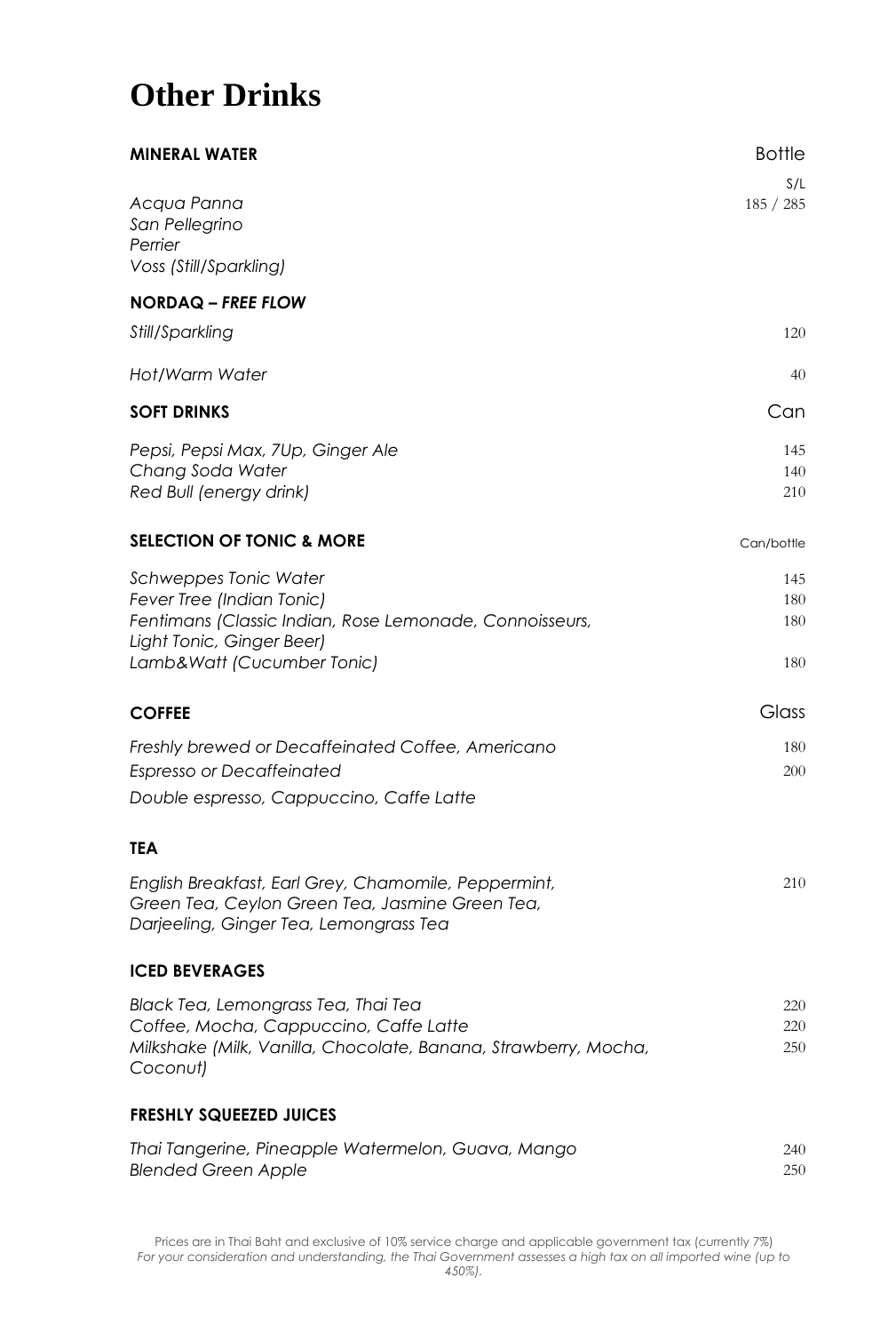# Other Drinks

| **MINERAL WATER** | Bottle |
|---|---|
| | S/L |
| *Acqua Panna* | 185 / 285 |
| *San Pellegrino* | |
| *Perrier* | |
| *Voss (Still/Sparkling)* | |

| **NORDAQ – *FREE FLOW*** | |
|---|---|
| *Still/Sparkling* | 120 |
| *Hot/Warm Water* | 40 |

| **SOFT DRINKS** | Can |
|---|---|
| *Pepsi, Pepsi Max, 7Up, Ginger Ale* | 145 |
| *Chang Soda Water* | 140 |
| *Red Bull (energy drink)* | 210 |

| **SELECTION OF TONIC & MORE** | Can/bottle |
|---|---|
| *Schweppes Tonic Water* | 145 |
| *Fever Tree (Indian Tonic)* | 180 |
| *Fentimans (Classic Indian, Rose Lemonade, Connoisseurs, Light Tonic, Ginger Beer)* | 180 |
| *Lamb&Watt (Cucumber Tonic)* | 180 |

| **COFFEE** | Glass |
|---|---|
| *Freshly brewed or Decaffeinated Coffee, Americano* | 180 |
| *Espresso or Decaffeinated* | 200 |
| *Double espresso, Cappuccino, Caffe Latte* | |

| **TEA** | |
|---|---|
| *English Breakfast, Earl Grey, Chamomile, Peppermint, Green Tea, Ceylon Green Tea, Jasmine Green Tea, Darjeeling, Ginger Tea, Lemongrass Tea* | 210 |

| **ICED BEVERAGES** | |
|---|---|
| *Black Tea, Lemongrass Tea, Thai Tea* | 220 |
| *Coffee, Mocha, Cappuccino, Caffe Latte* | 220 |
| *Milkshake (Milk, Vanilla, Chocolate, Banana, Strawberry, Mocha, Coconut)* | 250 |

| **FRESHLY SQUEEZED JUICES** | |
|---|---|
| *Thai Tangerine, Pineapple Watermelon, Guava, Mango* | 240 |
| *Blended Green Apple* | 250 |

Prices are in Thai Baht and exclusive of 10% service charge and applicable government tax (currently 7%)
*For your consideration and understanding, the Thai Government assesses a high tax on all imported wine (up to 450%).*